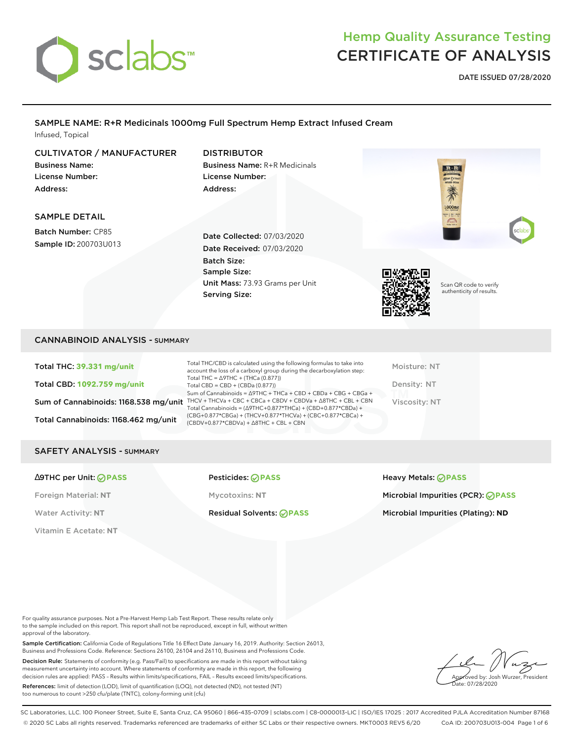# Hemp Quality Assurance Testing
# CERTIFICATE OF ANALYSIS

**DATE ISSUED 07/28/2020**

## SAMPLE NAME: R+R Medicinals 1000mg Full Spectrum Hemp Extract Infused Cream

Infused, Topical

### CULTIVATOR / MANUFACTURER

**Business Name:**
**License Number:**
**Address:**

### DISTRIBUTOR

**Business Name:** R+R Medicinals
**License Number:**
**Address:**

### SAMPLE DETAIL

**Batch Number:** CP85
**Sample ID:** 200703U013

**Date Collected:** 07/03/2020
**Date Received:** 07/03/2020
**Batch Size:**
**Sample Size:**
**Unit Mass:** 73.93 Grams per Unit
**Serving Size:**

Scan QR code to verify authenticity of results.

## CANNABINOID ANALYSIS - SUMMARY

**Total THC: 39.331 mg/unit**

**Total CBD: 1092.759 mg/unit**

**Sum of Cannabinoids: 1168.538 mg/unit**

**Total Cannabinoids: 1168.462 mg/unit**

Total THC/CBD is calculated using the following formulas to take into account the loss of a carboxyl group during the decarboxylation step:
Total THC = Δ9THC + (THCa (0.877))
Total CBD = CBD + (CBDa (0.877))
Sum of Cannabinoids = Δ9THC + THCa + CBD + CBDa + CBG + CBGa + THCV + THCVa + CBC + CBCa + CBDV + CBDVa + Δ8THC + CBL + CBN
Total Cannabinoids = (Δ9THC+0.877*THCa) + (CBD+0.877*CBDa) + (CBG+0.877*CBGa) + (THCV+0.877*THCVa) + (CBC+0.877*CBCa) + (CBDV+0.877*CBDVa) + Δ8THC + CBL + CBN

Moisture: NT

Density: NT

Viscosity: NT

## SAFETY ANALYSIS - SUMMARY

**Δ9THC per Unit: PASS**

Foreign Material: **NT**

Water Activity: **NT**

Vitamin E Acetate: **NT**

**Pesticides: PASS**

Mycotoxins: **NT**

**Residual Solvents: PASS**

**Heavy Metals: PASS**

**Microbial Impurities (PCR): PASS**

**Microbial Impurities (Plating): ND**

For quality assurance purposes. Not a Pre-Harvest Hemp Lab Test Report. These results relate only to the sample included on this report. This report shall not be reproduced, except in full, without written approval of the laboratory.

**Sample Certification:** California Code of Regulations Title 16 Effect Date January 16, 2019. Authority: Section 26013, Business and Professions Code. Reference: Sections 26100, 26104 and 26110, Business and Professions Code.

**Decision Rule:** Statements of conformity (e.g. Pass/Fail) to specifications are made in this report without taking measurement uncertainty into account. Where statements of conformity are made in this report, the following decision rules are applied: PASS – Results within limits/specifications, FAIL – Results exceed limits/specifications.

**References:** limit of detection (LOD), limit of quantification (LOQ), not detected (ND), not tested (NT) too numerous to count >250 cfu/plate (TNTC), colony-forming unit (cfu)

Approved by: Josh Wurzer, President
Date: 07/28/2020

SC Laboratories, LLC. 100 Pioneer Street, Suite E, Santa Cruz, CA 95060 | 866-435-0709 | sclabs.com | C8-0000013-LIC | ISO/IES 17025 : 2017 Accredited PJLA Accreditation Number 87168
© 2020 SC Labs all rights reserved. Trademarks referenced are trademarks of either SC Labs or their respective owners. MKT0003 REV5 6/20 CoA ID: 200703U013-004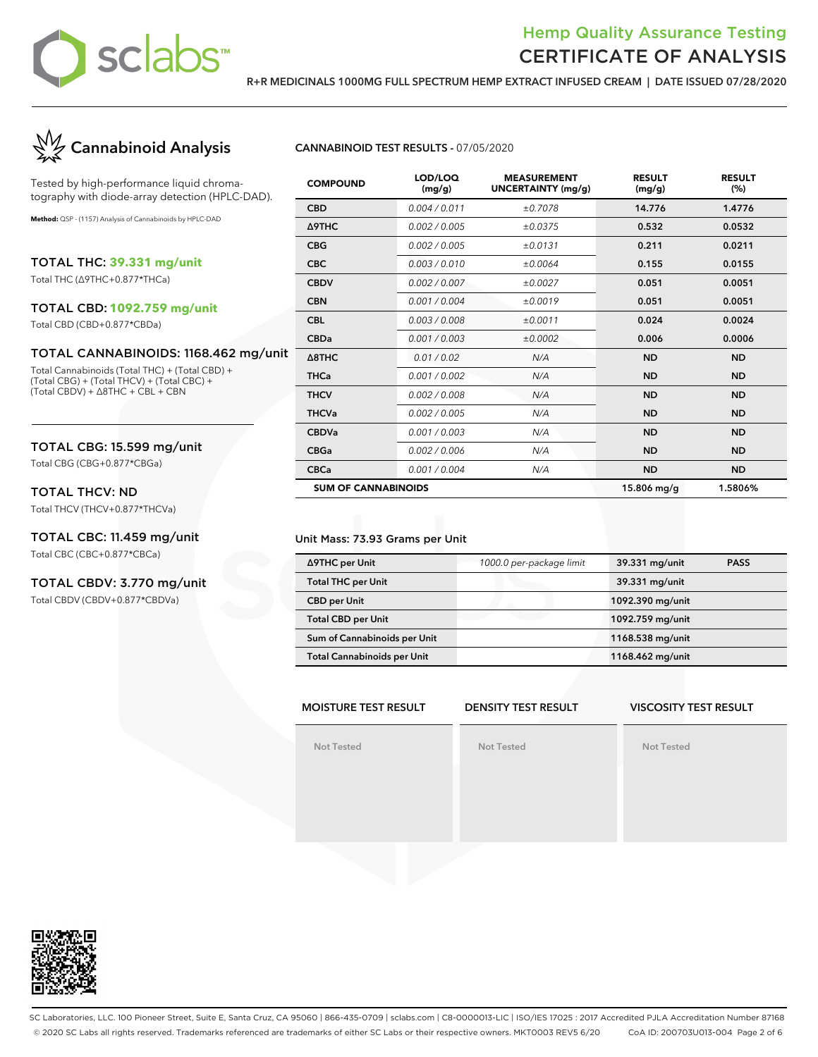# Hemp Quality Assurance Testing
# CERTIFICATE OF ANALYSIS

**R+R MEDICINALS 1000MG FULL SPECTRUM HEMP EXTRACT INFUSED CREAM | DATE ISSUED 07/28/2020**

## Cannabinoid Analysis

Tested by high-performance liquid chromatography with diode-array detection (HPLC-DAD).

**Method:** QSP - (1157) Analysis of Cannabinoids by HPLC-DAD

### TOTAL THC: 39.331 mg/unit

Total THC (Δ9THC+0.877*THCa)

### TOTAL CBD: 1092.759 mg/unit

Total CBD (CBD+0.877*CBDa)

### TOTAL CANNABINOIDS: 1168.462 mg/unit

Total Cannabinoids (Total THC) + (Total CBD) + (Total CBG) + (Total THCV) + (Total CBC) + (Total CBDV) + Δ8THC + CBL + CBN

### TOTAL CBG: 15.599 mg/unit

Total CBG (CBG+0.877*CBGa)

### TOTAL THCV: ND

Total THCV (THCV+0.877*THCVa)

### TOTAL CBC: 11.459 mg/unit

Total CBC (CBC+0.877*CBCa)

### TOTAL CBDV: 3.770 mg/unit

Total CBDV (CBDV+0.877*CBDVa)

**CANNABINOID TEST RESULTS** - 07/05/2020

| COMPOUND | LOD/LOQ (mg/g) | MEASUREMENT UNCERTAINTY (mg/g) | RESULT (mg/g) | RESULT (%) |
|---|---|---|---|---|
| CBD | 0.004 / 0.011 | ±0.7078 | 14.776 | 1.4776 |
| Δ9THC | 0.002 / 0.005 | ±0.0375 | 0.532 | 0.0532 |
| CBG | 0.002 / 0.005 | ±0.0131 | 0.211 | 0.0211 |
| CBC | 0.003 / 0.010 | ±0.0064 | 0.155 | 0.0155 |
| CBDV | 0.002 / 0.007 | ±0.0027 | 0.051 | 0.0051 |
| CBN | 0.001 / 0.004 | ±0.0019 | 0.051 | 0.0051 |
| CBL | 0.003 / 0.008 | ±0.0011 | 0.024 | 0.0024 |
| CBDa | 0.001 / 0.003 | ±0.0002 | 0.006 | 0.0006 |
| Δ8THC | 0.01 / 0.02 | N/A | ND | ND |
| THCa | 0.001 / 0.002 | N/A | ND | ND |
| THCV | 0.002 / 0.008 | N/A | ND | ND |
| THCVa | 0.002 / 0.005 | N/A | ND | ND |
| CBDVa | 0.001 / 0.003 | N/A | ND | ND |
| CBGa | 0.002 / 0.006 | N/A | ND | ND |
| CBCa | 0.001 / 0.004 | N/A | ND | ND |
| **SUM OF CANNABINOIDS** | | | 15.806 mg/g | 1.5806% |

Unit Mass: 73.93 Grams per Unit

| | | | |
|---|---|---|---|
| Δ9THC per Unit | 1000.0 per-package limit | 39.331 mg/unit | PASS |
| Total THC per Unit | | 39.331 mg/unit | |
| CBD per Unit | | 1092.390 mg/unit | |
| Total CBD per Unit | | 1092.759 mg/unit | |
| Sum of Cannabinoids per Unit | | 1168.538 mg/unit | |
| Total Cannabinoids per Unit | | 1168.462 mg/unit | |

| MOISTURE TEST RESULT | DENSITY TEST RESULT | VISCOSITY TEST RESULT |
|---|---|---|
| Not Tested | Not Tested | Not Tested |

SC Laboratories, LLC. 100 Pioneer Street, Suite E, Santa Cruz, CA 95060 | 866-435-0709 | sclabs.com | C8-0000013-LIC | ISO/IES 17025 : 2017 Accredited PJLA Accreditation Number 87168
© 2020 SC Labs all rights reserved. Trademarks referenced are trademarks of either SC Labs or their respective owners. MKT0003 REV5 6/20 CoA ID: 200703U013-004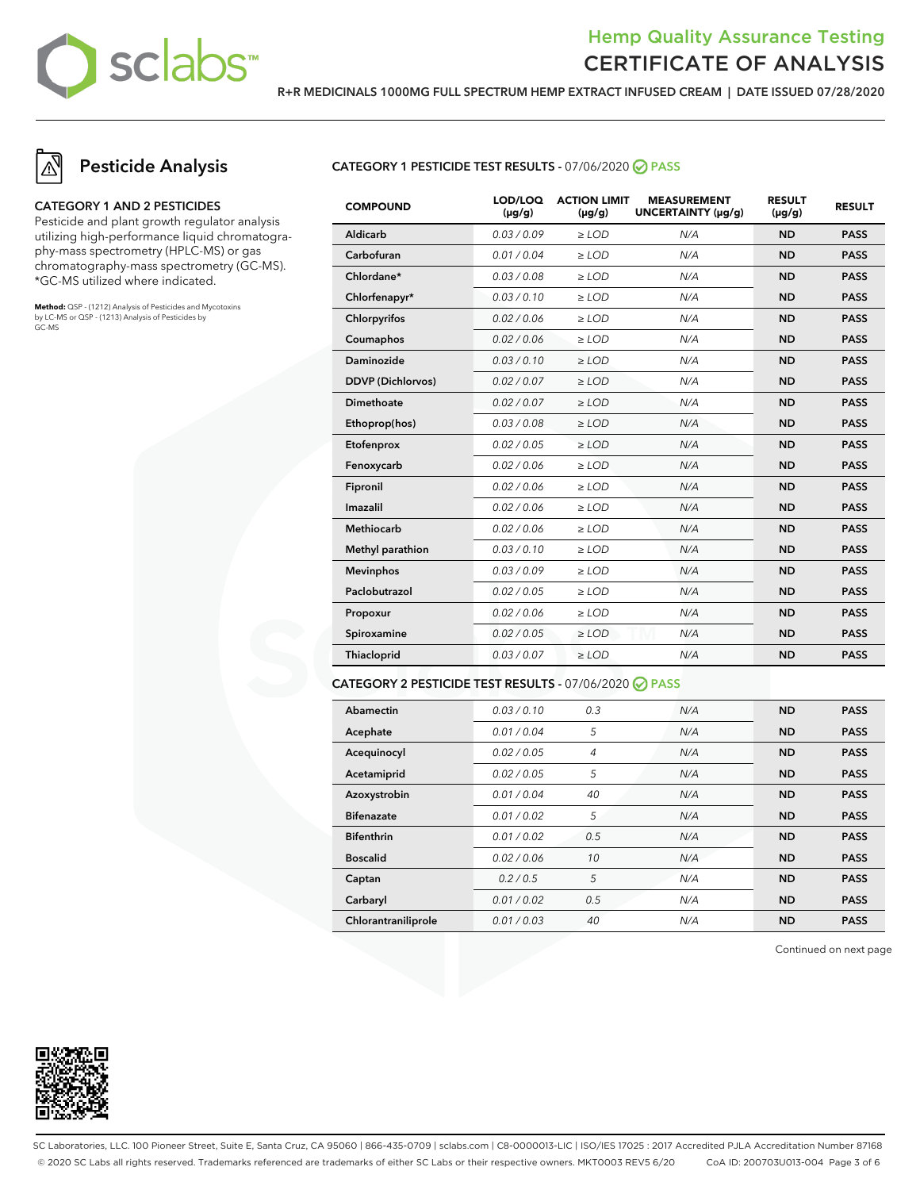# Hemp Quality Assurance Testing
# CERTIFICATE OF ANALYSIS

**R+R MEDICINALS 1000MG FULL SPECTRUM HEMP EXTRACT INFUSED CREAM | DATE ISSUED 07/28/2020**

## Pesticide Analysis

### CATEGORY 1 AND 2 PESTICIDES

Pesticide and plant growth regulator analysis utilizing high-performance liquid chromatography-mass spectrometry (HPLC-MS) or gas chromatography-mass spectrometry (GC-MS). *GC-MS utilized where indicated.

**Method:** QSP - (1212) Analysis of Pesticides and Mycotoxins by LC-MS or QSP - (1213) Analysis of Pesticides by GC-MS

### CATEGORY 1 PESTICIDE TEST RESULTS - 07/06/2020 PASS

| COMPOUND | LOD/LOQ (µg/g) | ACTION LIMIT (µg/g) | MEASUREMENT UNCERTAINTY (µg/g) | RESULT (µg/g) | RESULT |
|---|---|---|---|---|---|
| Aldicarb | 0.03 / 0.09 | ≥ LOD | N/A | ND | PASS |
| Carbofuran | 0.01 / 0.04 | ≥ LOD | N/A | ND | PASS |
| Chlordane* | 0.03 / 0.08 | ≥ LOD | N/A | ND | PASS |
| Chlorfenapyr* | 0.03 / 0.10 | ≥ LOD | N/A | ND | PASS |
| Chlorpyrifos | 0.02 / 0.06 | ≥ LOD | N/A | ND | PASS |
| Coumaphos | 0.02 / 0.06 | ≥ LOD | N/A | ND | PASS |
| Daminozide | 0.03 / 0.10 | ≥ LOD | N/A | ND | PASS |
| DDVP (Dichlorvos) | 0.02 / 0.07 | ≥ LOD | N/A | ND | PASS |
| Dimethoate | 0.02 / 0.07 | ≥ LOD | N/A | ND | PASS |
| Ethoprop(hos) | 0.03 / 0.08 | ≥ LOD | N/A | ND | PASS |
| Etofenprox | 0.02 / 0.05 | ≥ LOD | N/A | ND | PASS |
| Fenoxycarb | 0.02 / 0.06 | ≥ LOD | N/A | ND | PASS |
| Fipronil | 0.02 / 0.06 | ≥ LOD | N/A | ND | PASS |
| Imazalil | 0.02 / 0.06 | ≥ LOD | N/A | ND | PASS |
| Methiocarb | 0.02 / 0.06 | ≥ LOD | N/A | ND | PASS |
| Methyl parathion | 0.03 / 0.10 | ≥ LOD | N/A | ND | PASS |
| Mevinphos | 0.03 / 0.09 | ≥ LOD | N/A | ND | PASS |
| Paclobutrazol | 0.02 / 0.05 | ≥ LOD | N/A | ND | PASS |
| Propoxur | 0.02 / 0.06 | ≥ LOD | N/A | ND | PASS |
| Spiroxamine | 0.02 / 0.05 | ≥ LOD | N/A | ND | PASS |
| Thiacloprid | 0.03 / 0.07 | ≥ LOD | N/A | ND | PASS |

### CATEGORY 2 PESTICIDE TEST RESULTS - 07/06/2020 PASS

| COMPOUND | LOD/LOQ (µg/g) | ACTION LIMIT (µg/g) | MEASUREMENT UNCERTAINTY (µg/g) | RESULT (µg/g) | RESULT |
|---|---|---|---|---|---|
| Abamectin | 0.03 / 0.10 | 0.3 | N/A | ND | PASS |
| Acephate | 0.01 / 0.04 | 5 | N/A | ND | PASS |
| Acequinocyl | 0.02 / 0.05 | 4 | N/A | ND | PASS |
| Acetamiprid | 0.02 / 0.05 | 5 | N/A | ND | PASS |
| Azoxystrobin | 0.01 / 0.04 | 40 | N/A | ND | PASS |
| Bifenazate | 0.01 / 0.02 | 5 | N/A | ND | PASS |
| Bifenthrin | 0.01 / 0.02 | 0.5 | N/A | ND | PASS |
| Boscalid | 0.02 / 0.06 | 10 | N/A | ND | PASS |
| Captan | 0.2 / 0.5 | 5 | N/A | ND | PASS |
| Carbaryl | 0.01 / 0.02 | 0.5 | N/A | ND | PASS |
| Chlorantraniliprole | 0.01 / 0.03 | 40 | N/A | ND | PASS |

Continued on next page

SC Laboratories, LLC. 100 Pioneer Street, Suite E, Santa Cruz, CA 95060 | 866-435-0709 | sclabs.com | C8-0000013-LIC | ISO/IES 17025 : 2017 Accredited PJLA Accreditation Number 87168
© 2020 SC Labs all rights reserved. Trademarks referenced are trademarks of either SC Labs or their respective owners. MKT0003 REV5 6/20 CoA ID: 200703U013-004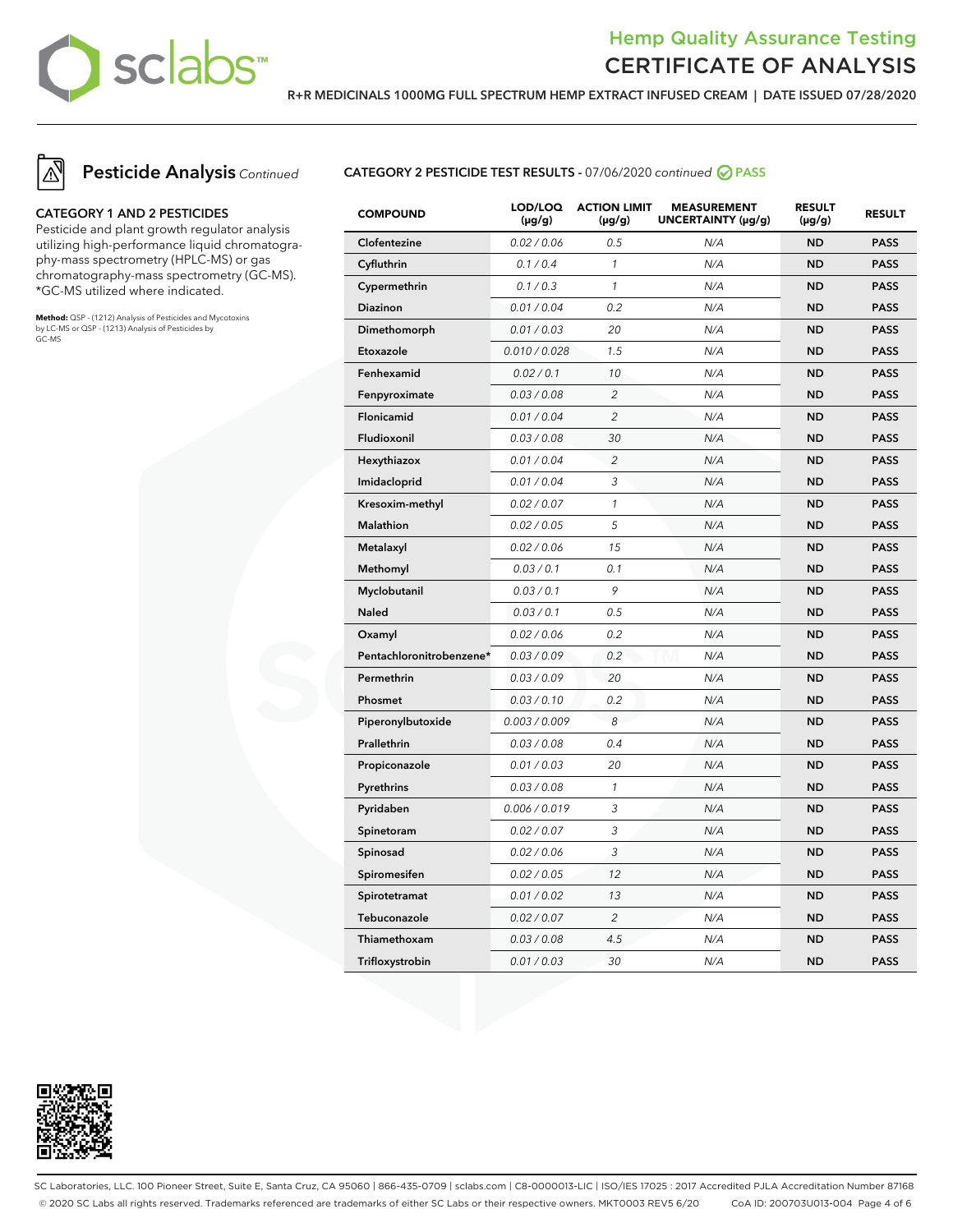# Hemp Quality Assurance Testing
## CERTIFICATE OF ANALYSIS

**R+R MEDICINALS 1000MG FULL SPECTRUM HEMP EXTRACT INFUSED CREAM | DATE ISSUED 07/28/2020**

## Pesticide Analysis *Continued*

### CATEGORY 1 AND 2 PESTICIDES

Pesticide and plant growth regulator analysis utilizing high-performance liquid chromatography-mass spectrometry (HPLC-MS) or gas chromatography-mass spectrometry (GC-MS). *GC-MS utilized where indicated.

**Method:** QSP - (1212) Analysis of Pesticides and Mycotoxins by LC-MS or QSP - (1213) Analysis of Pesticides by GC-MS

### CATEGORY 2 PESTICIDE TEST RESULTS - 07/06/2020 *continued* PASS

| COMPOUND | LOD/LOQ (µg/g) | ACTION LIMIT (µg/g) | MEASUREMENT UNCERTAINTY (µg/g) | RESULT (µg/g) | RESULT |
|---|---|---|---|---|---|
| Clofentezine | 0.02 / 0.06 | 0.5 | N/A | ND | PASS |
| Cyfluthrin | 0.1 / 0.4 | 1 | N/A | ND | PASS |
| Cypermethrin | 0.1 / 0.3 | 1 | N/A | ND | PASS |
| Diazinon | 0.01 / 0.04 | 0.2 | N/A | ND | PASS |
| Dimethomorph | 0.01 / 0.03 | 20 | N/A | ND | PASS |
| Etoxazole | 0.010 / 0.028 | 1.5 | N/A | ND | PASS |
| Fenhexamid | 0.02 / 0.1 | 10 | N/A | ND | PASS |
| Fenpyroximate | 0.03 / 0.08 | 2 | N/A | ND | PASS |
| Flonicamid | 0.01 / 0.04 | 2 | N/A | ND | PASS |
| Fludioxonil | 0.03 / 0.08 | 30 | N/A | ND | PASS |
| Hexythiazox | 0.01 / 0.04 | 2 | N/A | ND | PASS |
| Imidacloprid | 0.01 / 0.04 | 3 | N/A | ND | PASS |
| Kresoxim-methyl | 0.02 / 0.07 | 1 | N/A | ND | PASS |
| Malathion | 0.02 / 0.05 | 5 | N/A | ND | PASS |
| Metalaxyl | 0.02 / 0.06 | 15 | N/A | ND | PASS |
| Methomyl | 0.03 / 0.1 | 0.1 | N/A | ND | PASS |
| Myclobutanil | 0.03 / 0.1 | 9 | N/A | ND | PASS |
| Naled | 0.03 / 0.1 | 0.5 | N/A | ND | PASS |
| Oxamyl | 0.02 / 0.06 | 0.2 | N/A | ND | PASS |
| Pentachloronitrobenzene* | 0.03 / 0.09 | 0.2 | N/A | ND | PASS |
| Permethrin | 0.03 / 0.09 | 20 | N/A | ND | PASS |
| Phosmet | 0.03 / 0.10 | 0.2 | N/A | ND | PASS |
| Piperonylbutoxide | 0.003 / 0.009 | 8 | N/A | ND | PASS |
| Prallethrin | 0.03 / 0.08 | 0.4 | N/A | ND | PASS |
| Propiconazole | 0.01 / 0.03 | 20 | N/A | ND | PASS |
| Pyrethrins | 0.03 / 0.08 | 1 | N/A | ND | PASS |
| Pyridaben | 0.006 / 0.019 | 3 | N/A | ND | PASS |
| Spinetoram | 0.02 / 0.07 | 3 | N/A | ND | PASS |
| Spinosad | 0.02 / 0.06 | 3 | N/A | ND | PASS |
| Spiromesifen | 0.02 / 0.05 | 12 | N/A | ND | PASS |
| Spirotetramat | 0.01 / 0.02 | 13 | N/A | ND | PASS |
| Tebuconazole | 0.02 / 0.07 | 2 | N/A | ND | PASS |
| Thiamethoxam | 0.03 / 0.08 | 4.5 | N/A | ND | PASS |
| Trifloxystrobin | 0.01 / 0.03 | 30 | N/A | ND | PASS |

SC Laboratories, LLC. 100 Pioneer Street, Suite E, Santa Cruz, CA 95060 | 866-435-0709 | sclabs.com | C8-0000013-LIC | ISO/IES 17025 : 2017 Accredited PJLA Accreditation Number 87168
© 2020 SC Labs all rights reserved. Trademarks referenced are trademarks of either SC Labs or their respective owners. MKT0003 REV5 6/20 CoA ID: 200703U013-004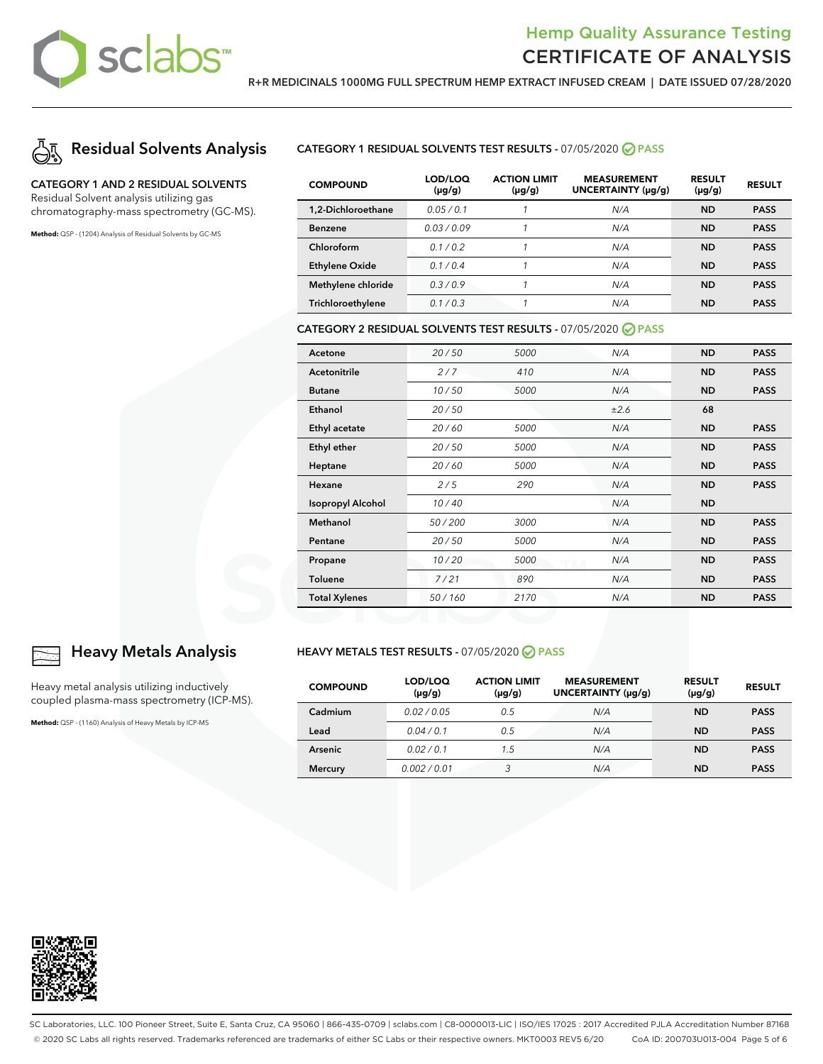## Residual Solvents Analysis

**CATEGORY 1 AND 2 RESIDUAL SOLVENTS**
Residual Solvent analysis utilizing gas chromatography-mass spectrometry (GC-MS).

**Method:** QSP - (1204) Analysis of Residual Solvents by GC-MS

### CATEGORY 1 RESIDUAL SOLVENTS TEST RESULTS - 07/05/2020 PASS

| COMPOUND | LOD/LOQ (µg/g) | ACTION LIMIT (µg/g) | MEASUREMENT UNCERTAINTY (µg/g) | RESULT (µg/g) | RESULT |
|---|---|---|---|---|---|
| 1,2-Dichloroethane | 0.05 / 0.1 | 1 | N/A | ND | PASS |
| Benzene | 0.03 / 0.09 | 1 | N/A | ND | PASS |
| Chloroform | 0.1 / 0.2 | 1 | N/A | ND | PASS |
| Ethylene Oxide | 0.1 / 0.4 | 1 | N/A | ND | PASS |
| Methylene chloride | 0.3 / 0.9 | 1 | N/A | ND | PASS |
| Trichloroethylene | 0.1 / 0.3 | 1 | N/A | ND | PASS |

### CATEGORY 2 RESIDUAL SOLVENTS TEST RESULTS - 07/05/2020 PASS

| COMPOUND | LOD/LOQ (µg/g) | ACTION LIMIT (µg/g) | MEASUREMENT UNCERTAINTY (µg/g) | RESULT (µg/g) | RESULT |
|---|---|---|---|---|---|
| Acetone | 20 / 50 | 5000 | N/A | ND | PASS |
| Acetonitrile | 2 / 7 | 410 | N/A | ND | PASS |
| Butane | 10 / 50 | 5000 | N/A | ND | PASS |
| Ethanol | 20 / 50 | | ±2.6 | 68 | |
| Ethyl acetate | 20 / 60 | 5000 | N/A | ND | PASS |
| Ethyl ether | 20 / 50 | 5000 | N/A | ND | PASS |
| Heptane | 20 / 60 | 5000 | N/A | ND | PASS |
| Hexane | 2 / 5 | 290 | N/A | ND | PASS |
| Isopropyl Alcohol | 10 / 40 | | N/A | ND | |
| Methanol | 50 / 200 | 3000 | N/A | ND | PASS |
| Pentane | 20 / 50 | 5000 | N/A | ND | PASS |
| Propane | 10 / 20 | 5000 | N/A | ND | PASS |
| Toluene | 7 / 21 | 890 | N/A | ND | PASS |
| Total Xylenes | 50 / 160 | 2170 | N/A | ND | PASS |

## Heavy Metals Analysis

Heavy metal analysis utilizing inductively coupled plasma-mass spectrometry (ICP-MS).

**Method:** QSP - (1160) Analysis of Heavy Metals by ICP-MS

### HEAVY METALS TEST RESULTS - 07/05/2020 PASS

| COMPOUND | LOD/LOQ (µg/g) | ACTION LIMIT (µg/g) | MEASUREMENT UNCERTAINTY (µg/g) | RESULT (µg/g) | RESULT |
|---|---|---|---|---|---|
| Cadmium | 0.02 / 0.05 | 0.5 | N/A | ND | PASS |
| Lead | 0.04 / 0.1 | 0.5 | N/A | ND | PASS |
| Arsenic | 0.02 / 0.1 | 1.5 | N/A | ND | PASS |
| Mercury | 0.002 / 0.01 | 3 | N/A | ND | PASS |

SC Laboratories, LLC. 100 Pioneer Street, Suite E, Santa Cruz, CA 95060 | 866-435-0709 | sclabs.com | C8-0000013-LIC | ISO/IES 17025 : 2017 Accredited PJLA Accreditation Number 87168
© 2020 SC Labs all rights reserved. Trademarks referenced are trademarks of either SC Labs or their respective owners. MKT0003 REV5 6/20 CoA ID: 200703U013-004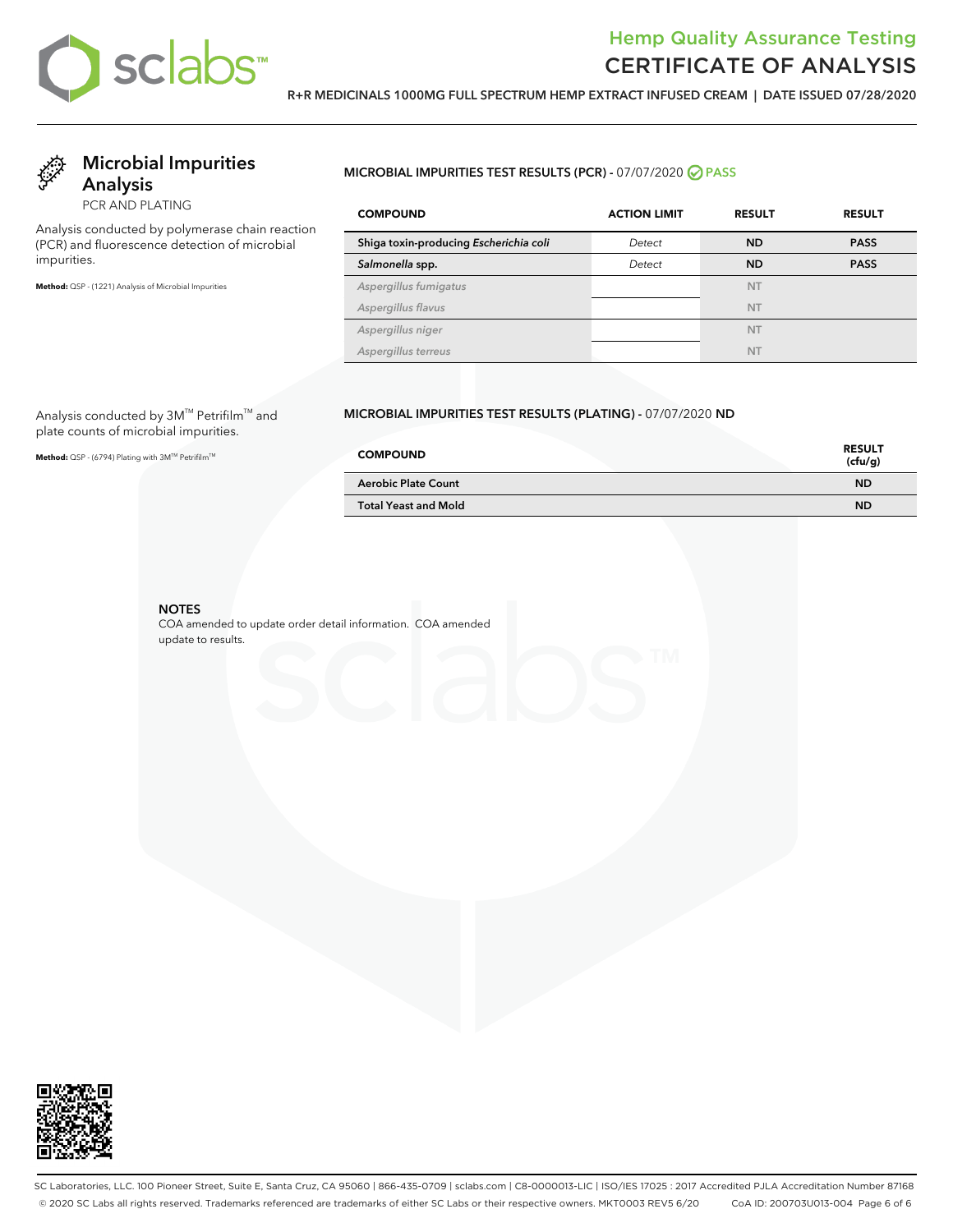## Microbial Impurities Analysis

PCR AND PLATING

Analysis conducted by polymerase chain reaction (PCR) and fluorescence detection of microbial impurities.

**Method:** QSP - (1221) Analysis of Microbial Impurities

### MICROBIAL IMPURITIES TEST RESULTS (PCR) - 07/07/2020 PASS

| COMPOUND | ACTION LIMIT | RESULT | RESULT |
|---|---|---|---|
| **Shiga toxin-producing *Escherichia coli*** | *Detect* | **ND** | **PASS** |
| ***Salmonella* spp.** | *Detect* | **ND** | **PASS** |
| *Aspergillus fumigatus* | | NT | |
| *Aspergillus flavus* | | NT | |
| *Aspergillus niger* | | NT | |
| *Aspergillus terreus* | | NT | |

Analysis conducted by 3M™ Petrifilm™ and plate counts of microbial impurities.

**Method:** QSP - (6794) Plating with 3M™ Petrifilm™

### MICROBIAL IMPURITIES TEST RESULTS (PLATING) - 07/07/2020 ND

| COMPOUND | RESULT (cfu/g) |
|---|---|
| **Aerobic Plate Count** | **ND** |
| **Total Yeast and Mold** | **ND** |

**NOTES**

COA amended to update order detail information. COA amended update to results.